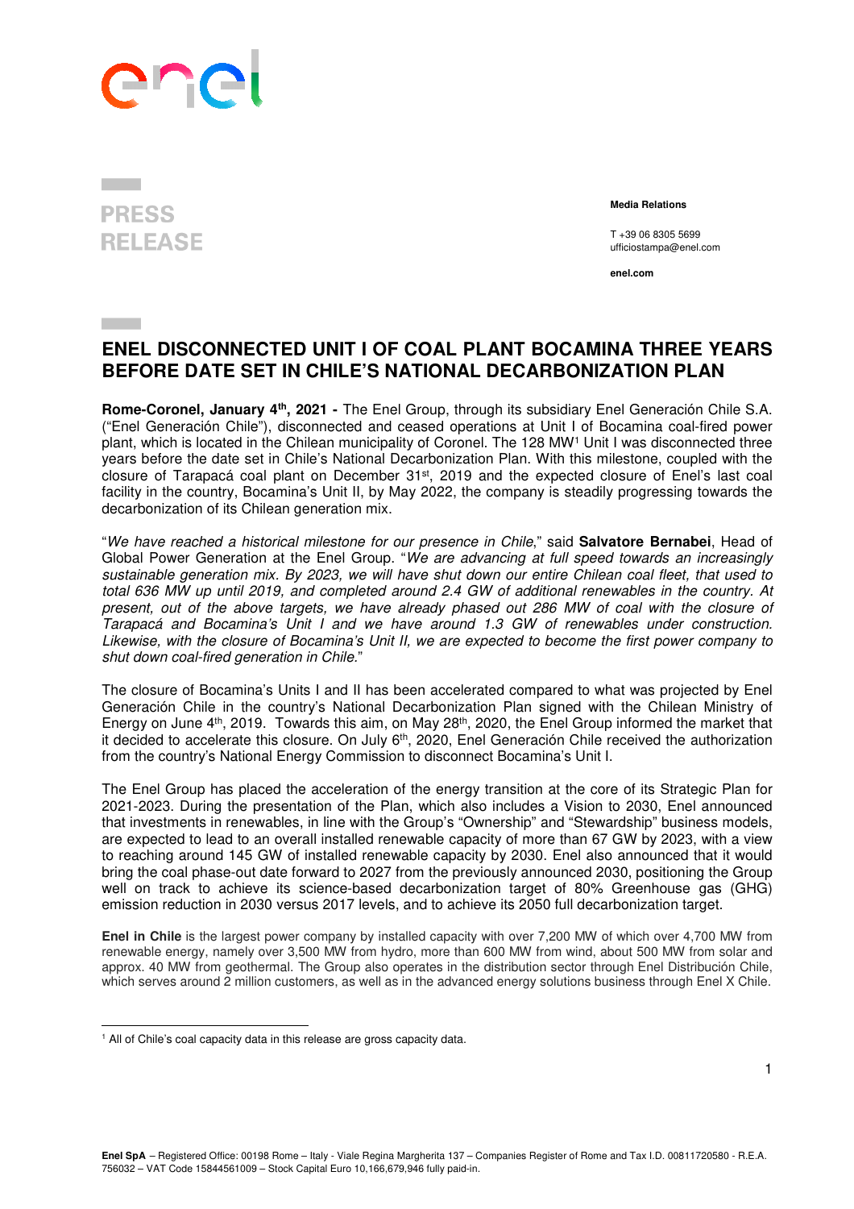PRESS RELEASE

**Media Relations**

T +39 06 8305 5699
ufficiostampa@enel.com

**enel.com**

# ENEL DISCONNECTED UNIT I OF COAL PLANT BOCAMINA THREE YEARS BEFORE DATE SET IN CHILE'S NATIONAL DECARBONIZATION PLAN

**Rome-Coronel, January 4th, 2021 -** The Enel Group, through its subsidiary Enel Generación Chile S.A. ("Enel Generación Chile"), disconnected and ceased operations at Unit I of Bocamina coal-fired power plant, which is located in the Chilean municipality of Coronel. The 128 MW[1] Unit I was disconnected three years before the date set in Chile's National Decarbonization Plan. With this milestone, coupled with the closure of Tarapacá coal plant on December 31st, 2019 and the expected closure of Enel's last coal facility in the country, Bocamina's Unit II, by May 2022, the company is steadily progressing towards the decarbonization of its Chilean generation mix.

"*We have reached a historical milestone for our presence in Chile*," said **Salvatore Bernabei**, Head of Global Power Generation at the Enel Group. "*We are advancing at full speed towards an increasingly sustainable generation mix. By 2023, we will have shut down our entire Chilean coal fleet, that used to total 636 MW up until 2019, and completed around 2.4 GW of additional renewables in the country. At present, out of the above targets, we have already phased out 286 MW of coal with the closure of Tarapacá and Bocamina's Unit I and we have around 1.3 GW of renewables under construction. Likewise, with the closure of Bocamina's Unit II, we are expected to become the first power company to shut down coal-fired generation in Chile.*"

The closure of Bocamina's Units I and II has been accelerated compared to what was projected by Enel Generación Chile in the country's National Decarbonization Plan signed with the Chilean Ministry of Energy on June 4th, 2019. Towards this aim, on May 28th, 2020, the Enel Group informed the market that it decided to accelerate this closure. On July 6th, 2020, Enel Generación Chile received the authorization from the country's National Energy Commission to disconnect Bocamina's Unit I.

The Enel Group has placed the acceleration of the energy transition at the core of its Strategic Plan for 2021-2023. During the presentation of the Plan, which also includes a Vision to 2030, Enel announced that investments in renewables, in line with the Group's "Ownership" and "Stewardship" business models, are expected to lead to an overall installed renewable capacity of more than 67 GW by 2023, with a view to reaching around 145 GW of installed renewable capacity by 2030. Enel also announced that it would bring the coal phase-out date forward to 2027 from the previously announced 2030, positioning the Group well on track to achieve its science-based decarbonization target of 80% Greenhouse gas (GHG) emission reduction in 2030 versus 2017 levels, and to achieve its 2050 full decarbonization target.

**Enel in Chile** is the largest power company by installed capacity with over 7,200 MW of which over 4,700 MW from renewable energy, namely over 3,500 MW from hydro, more than 600 MW from wind, about 500 MW from solar and approx. 40 MW from geothermal. The Group also operates in the distribution sector through Enel Distribución Chile, which serves around 2 million customers, as well as in the advanced energy solutions business through Enel X Chile.

[1] All of Chile's coal capacity data in this release are gross capacity data.

**Enel SpA** – Registered Office: 00198 Rome – Italy - Viale Regina Margherita 137 – Companies Register of Rome and Tax I.D. 00811720580 - R.E.A. 756032 – VAT Code 15844561009 – Stock Capital Euro 10,166,679,946 fully paid-in.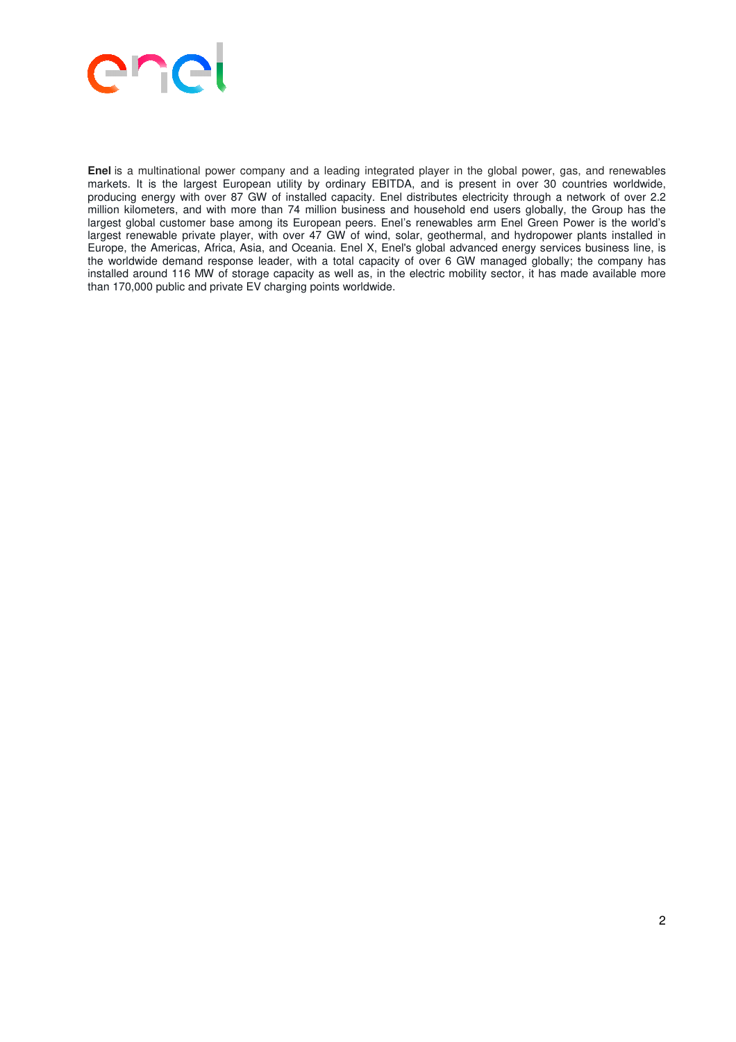**Enel** is a multinational power company and a leading integrated player in the global power, gas, and renewables markets. It is the largest European utility by ordinary EBITDA, and is present in over 30 countries worldwide, producing energy with over 87 GW of installed capacity. Enel distributes electricity through a network of over 2.2 million kilometers, and with more than 74 million business and household end users globally, the Group has the largest global customer base among its European peers. Enel's renewables arm Enel Green Power is the world's largest renewable private player, with over 47 GW of wind, solar, geothermal, and hydropower plants installed in Europe, the Americas, Africa, Asia, and Oceania. Enel X, Enel's global advanced energy services business line, is the worldwide demand response leader, with a total capacity of over 6 GW managed globally; the company has installed around 116 MW of storage capacity as well as, in the electric mobility sector, it has made available more than 170,000 public and private EV charging points worldwide.